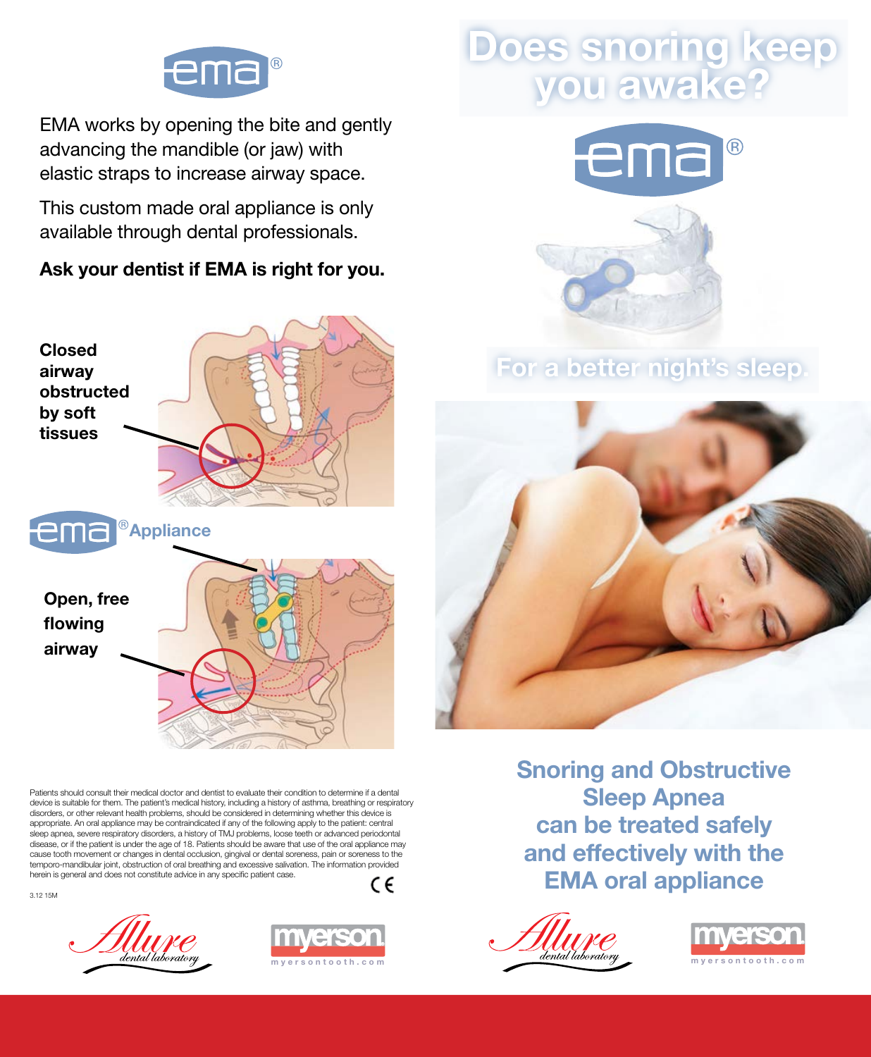ema®

EMA works by opening the bite and gently advancing the mandible (or jaw) with elastic straps to increase airway space.

This custom made oral appliance is only available through dental professionals.

**Ask your dentist if EMA is right for you.**

**Closed airway obstructed by soft tissues**

ema® Appliance

**Open, free flowing airway**

Patients should consult their medical doctor and dentist to evaluate their condition to determine if a dental device is suitable for them. The patient's medical history, including a history of asthma, breathing or respiratory disorders, or other relevant health problems, should be considered in determining whether this device is appropriate. An oral appliance may be contraindicated if any of the following apply to the patient: central sleep apnea, severe respiratory disorders, a history of TMJ problems, loose teeth or advanced periodontal disease, or if the patient is under the age of 18. Patients should be aware that use of the oral appliance may cause tooth movement or changes in dental occlusion, gingival or dental soreness, pain or soreness to the temporo-mandibular joint, obstruction of oral breathing and excessive salivation. The information provided herein is general and does not constitute advice in any specific patient case.

CE

3.12 15M

Allure dental laboratory

myerson myersontooth.com

# Does snoring keep you awake?

ema®

## For a better night's sleep.

## Snoring and Obstructive Sleep Apnea can be treated safely and effectively with the EMA oral appliance

Allure dental laboratory

myerson myersontooth.com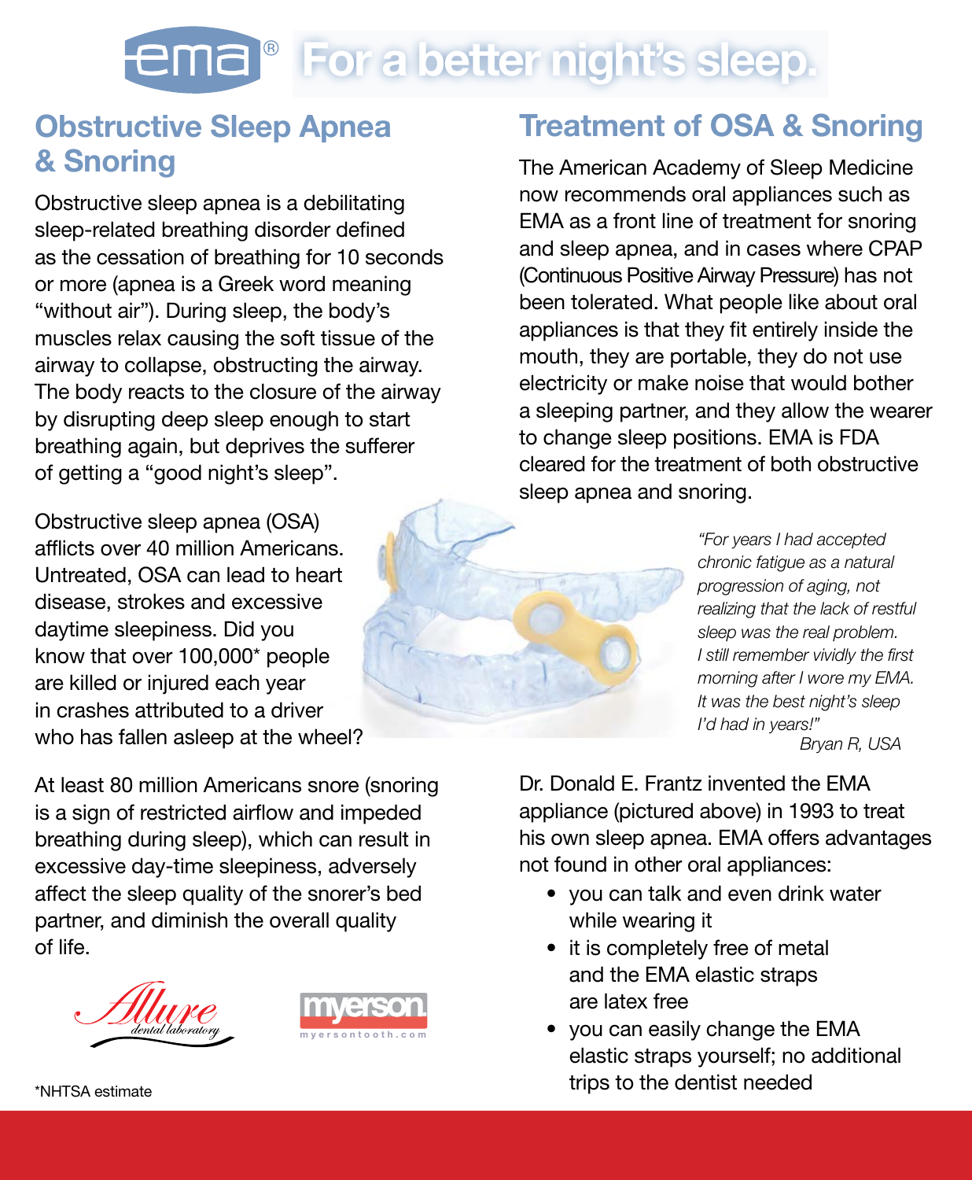# ema® For a better night's sleep.

## Obstructive Sleep Apnea & Snoring

Obstructive sleep apnea is a debilitating sleep-related breathing disorder defined as the cessation of breathing for 10 seconds or more (apnea is a Greek word meaning "without air"). During sleep, the body's muscles relax causing the soft tissue of the airway to collapse, obstructing the airway. The body reacts to the closure of the airway by disrupting deep sleep enough to start breathing again, but deprives the sufferer of getting a "good night's sleep".

Obstructive sleep apnea (OSA) afflicts over 40 million Americans. Untreated, OSA can lead to heart disease, strokes and excessive daytime sleepiness. Did you know that over 100,000* people are killed or injured each year in crashes attributed to a driver who has fallen asleep at the wheel?

At least 80 million Americans snore (snoring is a sign of restricted airflow and impeded breathing during sleep), which can result in excessive day-time sleepiness, adversely affect the sleep quality of the snorer's bed partner, and diminish the overall quality of life.

Allure dental laboratory

myerson myersontooth.com

*NHTSA estimate

## Treatment of OSA & Snoring

The American Academy of Sleep Medicine now recommends oral appliances such as EMA as a front line of treatment for snoring and sleep apnea, and in cases where CPAP (Continuous Positive Airway Pressure) has not been tolerated. What people like about oral appliances is that they fit entirely inside the mouth, they are portable, they do not use electricity or make noise that would bother a sleeping partner, and they allow the wearer to change sleep positions. EMA is FDA cleared for the treatment of both obstructive sleep apnea and snoring.

*"For years I had accepted chronic fatigue as a natural progression of aging, not realizing that the lack of restful sleep was the real problem. I still remember vividly the first morning after I wore my EMA. It was the best night's sleep I'd had in years!"*
*Bryan R, USA*

Dr. Donald E. Frantz invented the EMA appliance (pictured above) in 1993 to treat his own sleep apnea. EMA offers advantages not found in other oral appliances:

- you can talk and even drink water while wearing it
- it is completely free of metal and the EMA elastic straps are latex free
- you can easily change the EMA elastic straps yourself; no additional trips to the dentist needed